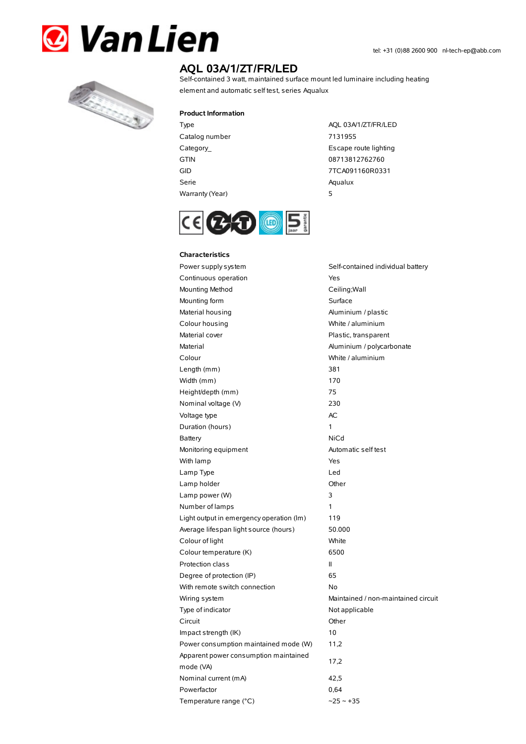# Van Lien

tel: +31 (0)88 2600 900 nl-tech-ep@abb.com

## AQL 03A/1/ZT/FR/LED

Self-contained 3 watt, maintained surface mount led luminaire including heating element and automatic self test, series Aqualux

### Product Information

| | |
|---|---|
| Type | AQL 03A/1/ZT/FR/LED |
| Catalog number | 7131955 |
| Category_ | Escape route lighting |
| GTIN | 08713812762760 |
| GID | 7TCA091160R0331 |
| Serie | Aqualux |
| Warranty (Year) | 5 |

### Characteristics

| | |
|---|---|
| Power supply system | Self-contained individual battery |
| Continuous operation | Yes |
| Mounting Method | Ceiling;Wall |
| Mounting form | Surface |
| Material housing | Aluminium / plastic |
| Colour housing | White / aluminium |
| Material cover | Plastic, transparent |
| Material | Aluminium / polycarbonate |
| Colour | White / aluminium |
| Length (mm) | 381 |
| Width (mm) | 170 |
| Height/depth (mm) | 75 |
| Nominal voltage (V) | 230 |
| Voltage type | AC |
| Duration (hours) | 1 |
| Battery | NiCd |
| Monitoring equipment | Automatic self test |
| With lamp | Yes |
| Lamp Type | Led |
| Lamp holder | Other |
| Lamp power (W) | 3 |
| Number of lamps | 1 |
| Light output in emergency operation (lm) | 119 |
| Average lifespan light source (hours) | 50.000 |
| Colour of light | White |
| Colour temperature (K) | 6500 |
| Protection class | II |
| Degree of protection (IP) | 65 |
| With remote switch connection | No |
| Wiring system | Maintained / non-maintained circuit |
| Type of indicator | Not applicable |
| Circuit | Other |
| Impact strength (IK) | 10 |
| Power consumption maintained mode (W) | 11,2 |
| Apparent power consumption maintained mode (VA) | 17,2 |
| Nominal current (mA) | 42,5 |
| Powerfactor | 0,64 |
| Temperature range (°C) | -25 ~ +35 |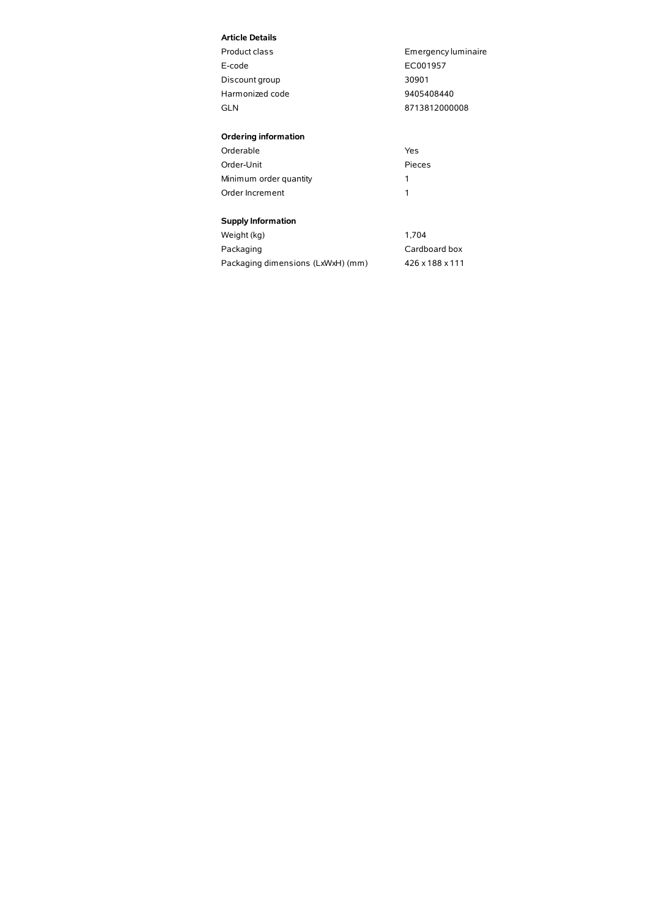**Article Details**

| | |
|---|---|
| Product class | Emergency luminaire |
| E-code | EC001957 |
| Discount group | 30901 |
| Harmonized code | 9405408440 |
| GLN | 8713812000008 |

**Ordering information**

| | |
|---|---|
| Orderable | Yes |
| Order-Unit | Pieces |
| Minimum order quantity | 1 |
| Order Increment | 1 |

**Supply Information**

| | |
|---|---|
| Weight (kg) | 1,704 |
| Packaging | Cardboard box |
| Packaging dimensions (LxWxH) (mm) | 426 x 188 x 111 |